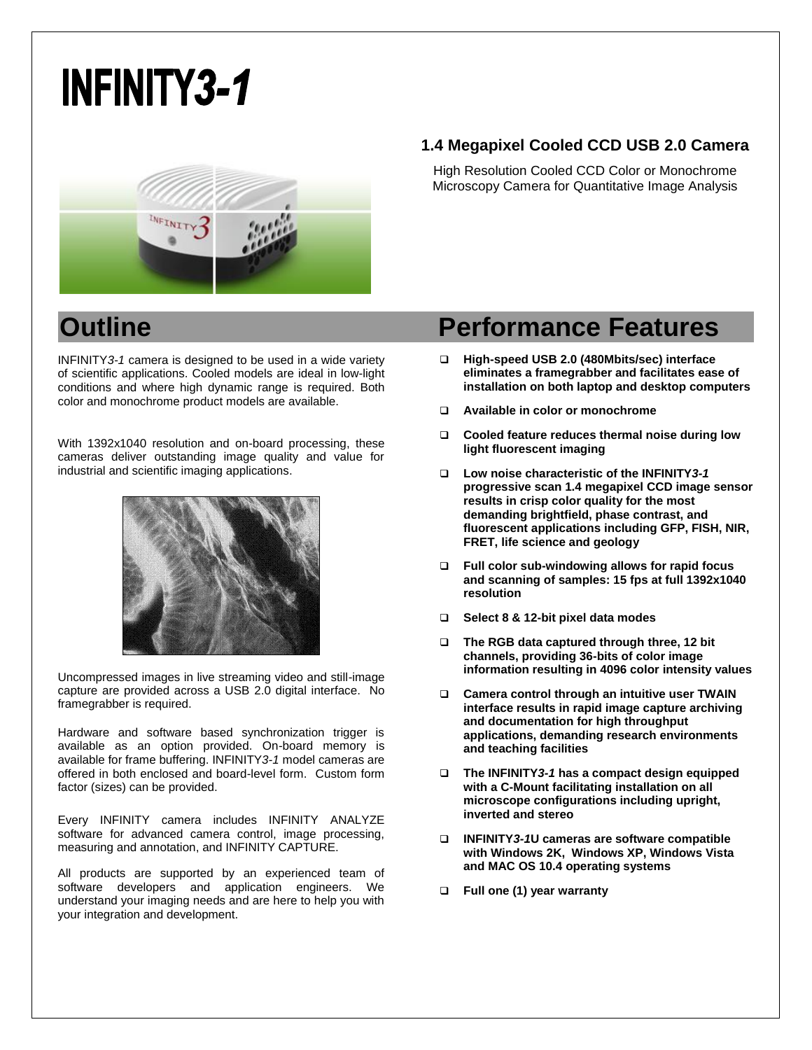# INFINITY*3-1*

### 1.4 Megapixel Cooled CCD USB 2.0 Camera

High Resolution Cooled CCD Color or Monochrome Microscopy Camera for Quantitative Image Analysis

## Outline

INFINITY*3-1* camera is designed to be used in a wide variety of scientific applications. Cooled models are ideal in low-light conditions and where high dynamic range is required. Both color and monochrome product models are available.

With 1392x1040 resolution and on-board processing, these cameras deliver outstanding image quality and value for industrial and scientific imaging applications.

Uncompressed images in live streaming video and still-image capture are provided across a USB 2.0 digital interface. No framegrabber is required.

Hardware and software based synchronization trigger is available as an option provided. On-board memory is available for frame buffering. INFINITY*3-1* model cameras are offered in both enclosed and board-level form. Custom form factor (sizes) can be provided.

Every INFINITY camera includes INFINITY ANALYZE software for advanced camera control, image processing, measuring and annotation, and INFINITY CAPTURE.

All products are supported by an experienced team of software developers and application engineers. We understand your imaging needs and are here to help you with your integration and development.

## Performance Features

- **High-speed USB 2.0 (480Mbits/sec) interface eliminates a framegrabber and facilitates ease of installation on both laptop and desktop computers**
- **Available in color or monochrome**
- **Cooled feature reduces thermal noise during low light fluorescent imaging**
- **Low noise characteristic of the INFINITY*3-1* progressive scan 1.4 megapixel CCD image sensor results in crisp color quality for the most demanding brightfield, phase contrast, and fluorescent applications including GFP, FISH, NIR, FRET, life science and geology**
- **Full color sub-windowing allows for rapid focus and scanning of samples: 15 fps at full 1392x1040 resolution**
- **Select 8 & 12-bit pixel data modes**
- **The RGB data captured through three, 12 bit channels, providing 36-bits of color image information resulting in 4096 color intensity values**
- **Camera control through an intuitive user TWAIN interface results in rapid image capture archiving and documentation for high throughput applications, demanding research environments and teaching facilities**
- **The INFINITY*3-1* has a compact design equipped with a C-Mount facilitating installation on all microscope configurations including upright, inverted and stereo**
- **INFINITY*3-1*U cameras are software compatible with Windows 2K, Windows XP, Windows Vista and MAC OS 10.4 operating systems**
- **Full one (1) year warranty**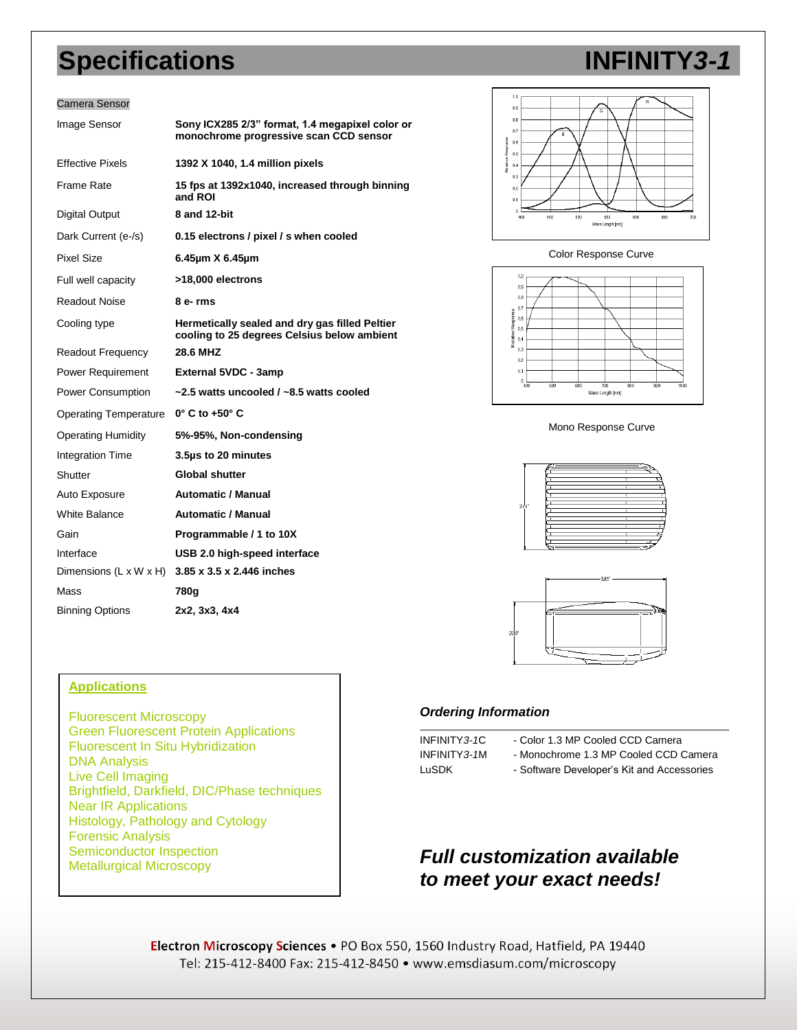# Specifications **INFINITY*3-1***

| | |
|---|---|
| Camera Sensor | |
| Image Sensor | **Sony ICX285 2/3" format, 1.4 megapixel color or monochrome progressive scan CCD sensor** |
| Effective Pixels | **1392 X 1040, 1.4 million pixels** |
| Frame Rate | **15 fps at 1392x1040, increased through binning and ROI** |
| Digital Output | **8 and 12-bit** |
| Dark Current (e-/s) | **0.15 electrons / pixel / s when cooled** |
| Pixel Size | **6.45µm X 6.45µm** |
| Full well capacity | **>18,000 electrons** |
| Readout Noise | **8 e- rms** |
| Cooling type | **Hermetically sealed and dry gas filled Peltier cooling to 25 degrees Celsius below ambient** |
| Readout Frequency | **28.6 MHZ** |
| Power Requirement | **External 5VDC - 3amp** |
| Power Consumption | **~2.5 watts uncooled / ~8.5 watts cooled** |
| Operating Temperature | **0° C to +50° C** |
| Operating Humidity | **5%-95%, Non-condensing** |
| Integration Time | **3.5µs to 20 minutes** |
| Shutter | **Global shutter** |
| Auto Exposure | **Automatic / Manual** |
| White Balance | **Automatic / Manual** |
| Gain | **Programmable / 1 to 10X** |
| Interface | **USB 2.0 high-speed interface** |
| Dimensions (L x W x H) | **3.85 x 3.5 x 2.446 inches** |
| Mass | **780g** |
| Binning Options | **2x2, 3x3, 4x4** |

Color Response Curve

Mono Response Curve

## Applications

Fluorescent Microscopy
Green Fluorescent Protein Applications
Fluorescent In Situ Hybridization
DNA Analysis
Live Cell Imaging
Brightfield, Darkfield, DIC/Phase techniques
Near IR Applications
Histology, Pathology and Cytology
Forensic Analysis
Semiconductor Inspection
Metallurgical Microscopy

### *Ordering Information*

| | |
|---|---|
| INFINITY*3-1C* | - Color 1.3 MP Cooled CCD Camera |
| INFINITY*3-1M* | - Monochrome 1.3 MP Cooled CCD Camera |
| LuSDK | - Software Developer's Kit and Accessories |

***Full customization available to meet your exact needs!***

**Electron Microscopy Sciences** • PO Box 550, 1560 Industry Road, Hatfield, PA 19440
Tel: 215-412-8400 Fax: 215-412-8450 • www.emsdiasum.com/microscopy